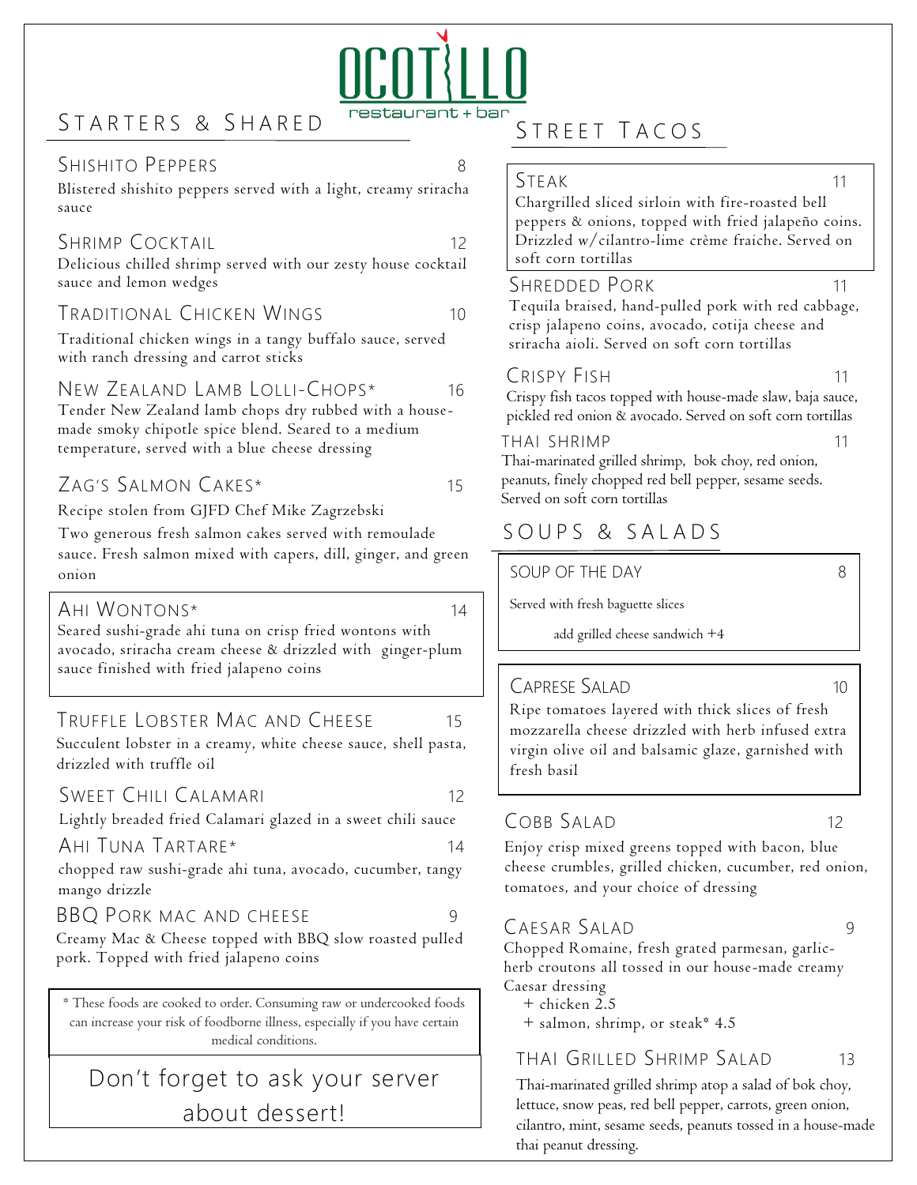# OCOTILLO
restaurant + bar

## Starters & Shared

### Shishito Peppers — 8
Blistered shishito peppers served with a light, creamy sriracha sauce

### Shrimp Cocktail — 12
Delicious chilled shrimp served with our zesty house cocktail sauce and lemon wedges

### Traditional Chicken Wings — 10
Traditional chicken wings in a tangy buffalo sauce, served with ranch dressing and carrot sticks

### New Zealand Lamb Lolli-Chops* — 16
Tender New Zealand lamb chops dry rubbed with a house-made smoky chipotle spice blend. Seared to a medium temperature, served with a blue cheese dressing

### Zag's Salmon Cakes* — 15
Recipe stolen from GJFD Chef Mike Zagrzebski

Two generous fresh salmon cakes served with remoulade sauce. Fresh salmon mixed with capers, dill, ginger, and green onion

### Ahi Wontons* — 14
Seared sushi-grade ahi tuna on crisp fried wontons with avocado, sriracha cream cheese & drizzled with ginger-plum sauce finished with fried jalapeno coins

### Truffle Lobster Mac and Cheese — 15
Succulent lobster in a creamy, white cheese sauce, shell pasta, drizzled with truffle oil

### Sweet Chili Calamari — 12
Lightly breaded fried Calamari glazed in a sweet chili sauce

### Ahi Tuna Tartare* — 14
chopped raw sushi-grade ahi tuna, avocado, cucumber, tangy mango drizzle

### BBQ Pork Mac and Cheese — 9
Creamy Mac & Cheese topped with BBQ slow roasted pulled pork. Topped with fried jalapeno coins

* These foods are cooked to order. Consuming raw or undercooked foods can increase your risk of foodborne illness, especially if you have certain medical conditions.

Don't forget to ask your server about dessert!

## Street Tacos

### Steak — 11
Chargrilled sliced sirloin with fire-roasted bell peppers & onions, topped with fried jalapeño coins. Drizzled w/cilantro-lime crème fraiche. Served on soft corn tortillas

### Shredded Pork — 11
Tequila braised, hand-pulled pork with red cabbage, crisp jalapeno coins, avocado, cotija cheese and sriracha aioli. Served on soft corn tortillas

### Crispy Fish — 11
Crispy fish tacos topped with house-made slaw, baja sauce, pickled red onion & avocado. Served on soft corn tortillas

### Thai Shrimp — 11
Thai-marinated grilled shrimp, bok choy, red onion, peanuts, finely chopped red bell pepper, sesame seeds. Served on soft corn tortillas

## Soups & Salads

### Soup of the Day — 8
Served with fresh baguette slices

add grilled cheese sandwich +4

### Caprese Salad — 10
Ripe tomatoes layered with thick slices of fresh mozzarella cheese drizzled with herb infused extra virgin olive oil and balsamic glaze, garnished with fresh basil

### Cobb Salad — 12
Enjoy crisp mixed greens topped with bacon, blue cheese crumbles, grilled chicken, cucumber, red onion, tomatoes, and your choice of dressing

### Caesar Salad — 9
Chopped Romaine, fresh grated parmesan, garlic-herb croutons all tossed in our house-made creamy Caesar dressing

+ chicken 2.5
+ salmon, shrimp, or steak* 4.5

### Thai Grilled Shrimp Salad — 13
Thai-marinated grilled shrimp atop a salad of bok choy, lettuce, snow peas, red bell pepper, carrots, green onion, cilantro, mint, sesame seeds, peanuts tossed in a house-made thai peanut dressing.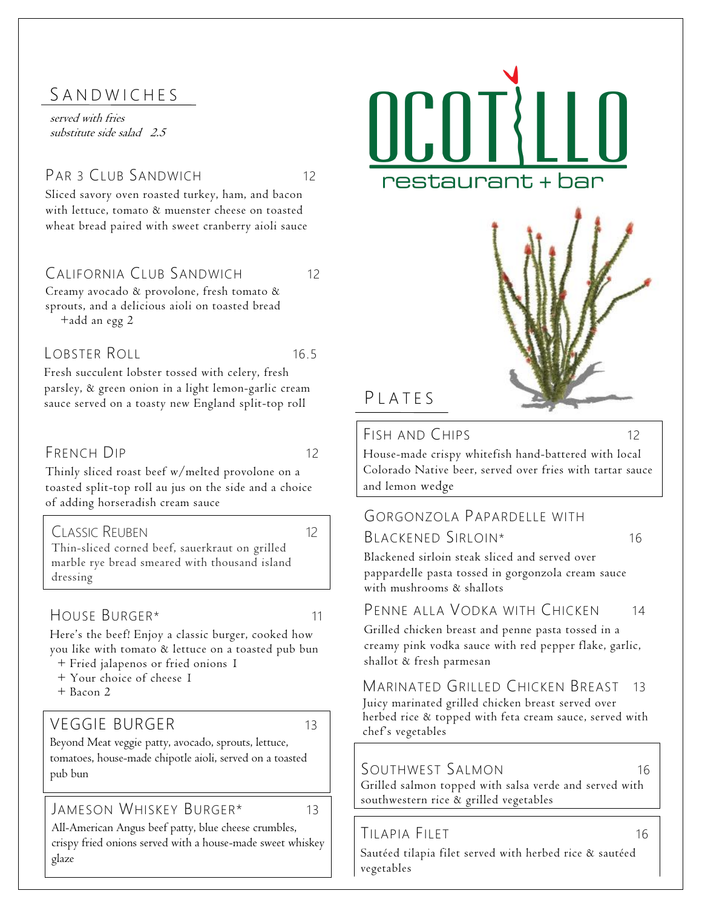# OCOTILLO

restaurant + bar

## Sandwiches

*served with fries*
*substitute side salad 2.5*

### Par 3 Club Sandwich — 12

Sliced savory oven roasted turkey, ham, and bacon with lettuce, tomato & muenster cheese on toasted wheat bread paired with sweet cranberry aioli sauce

### California Club Sandwich — 12

Creamy avocado & provolone, fresh tomato & sprouts, and a delicious aioli on toasted bread
+add an egg 2

### Lobster Roll — 16.5

Fresh succulent lobster tossed with celery, fresh parsley, & green onion in a light lemon-garlic cream sauce served on a toasty new England split-top roll

### French Dip — 12

Thinly sliced roast beef w/melted provolone on a toasted split-top roll au jus on the side and a choice of adding horseradish cream sauce

### Classic Reuben — 12

Thin-sliced corned beef, sauerkraut on grilled marble rye bread smeared with thousand island dressing

### House Burger* — 11

Here's the beef! Enjoy a classic burger, cooked how you like with tomato & lettuce on a toasted pub bun

- + Fried jalapenos or fried onions 1
- + Your choice of cheese 1
- + Bacon 2

### Veggie Burger — 13

Beyond Meat veggie patty, avocado, sprouts, lettuce, tomatoes, house-made chipotle aioli, served on a toasted pub bun

### Jameson Whiskey Burger* — 13

All-American Angus beef patty, blue cheese crumbles, crispy fried onions served with a house-made sweet whiskey glaze

## Plates

### Fish and Chips — 12

House-made crispy whitefish hand-battered with local Colorado Native beer, served over fries with tartar sauce and lemon wedge

### Gorgonzola Papardelle with Blackened Sirloin* — 16

Blackened sirloin steak sliced and served over pappardelle pasta tossed in gorgonzola cream sauce with mushrooms & shallots

### Penne alla Vodka with Chicken — 14

Grilled chicken breast and penne pasta tossed in a creamy pink vodka sauce with red pepper flake, garlic, shallot & fresh parmesan

### Marinated Grilled Chicken Breast — 13

Juicy marinated grilled chicken breast served over herbed rice & topped with feta cream sauce, served with chef's vegetables

### Southwest Salmon — 16

Grilled salmon topped with salsa verde and served with southwestern rice & grilled vegetables

### Tilapia Filet — 16

Sautéed tilapia filet served with herbed rice & sautéed vegetables